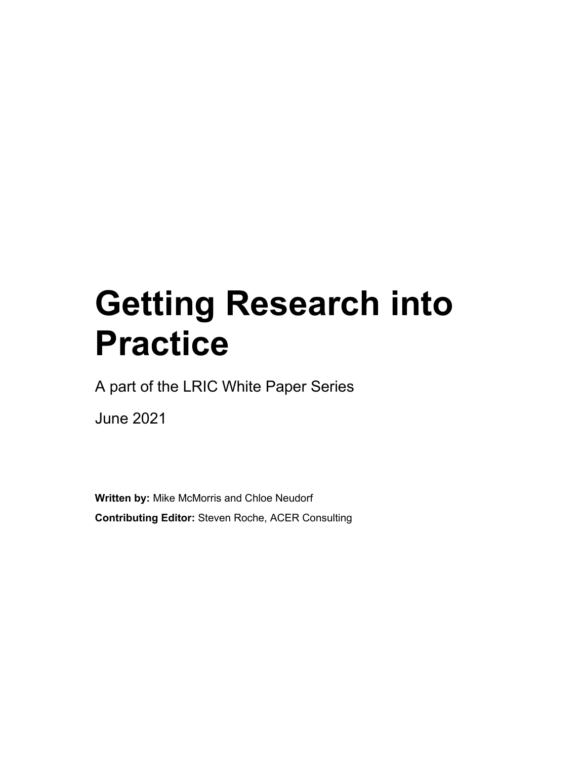# Getting Research into Practice

A part of the LRIC White Paper Series

June 2021

**Written by:** Mike McMorris and Chloe Neudorf

**Contributing Editor:** Steven Roche, ACER Consulting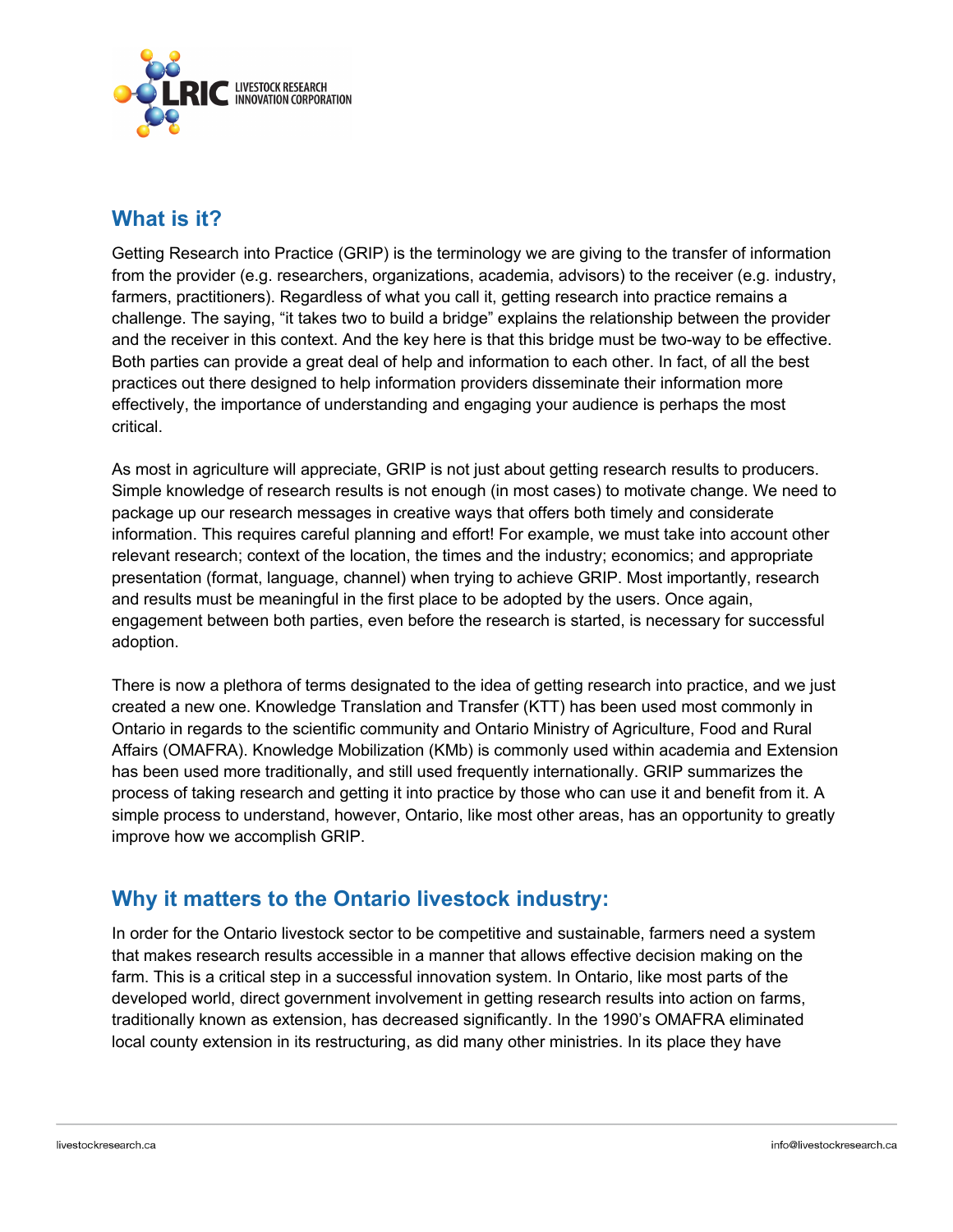## What is it?

Getting Research into Practice (GRIP) is the terminology we are giving to the transfer of information from the provider (e.g. researchers, organizations, academia, advisors) to the receiver (e.g. industry, farmers, practitioners). Regardless of what you call it, getting research into practice remains a challenge. The saying, "it takes two to build a bridge" explains the relationship between the provider and the receiver in this context. And the key here is that this bridge must be two-way to be effective. Both parties can provide a great deal of help and information to each other. In fact, of all the best practices out there designed to help information providers disseminate their information more effectively, the importance of understanding and engaging your audience is perhaps the most critical.

As most in agriculture will appreciate, GRIP is not just about getting research results to producers. Simple knowledge of research results is not enough (in most cases) to motivate change. We need to package up our research messages in creative ways that offers both timely and considerate information. This requires careful planning and effort! For example, we must take into account other relevant research; context of the location, the times and the industry; economics; and appropriate presentation (format, language, channel) when trying to achieve GRIP. Most importantly, research and results must be meaningful in the first place to be adopted by the users. Once again, engagement between both parties, even before the research is started, is necessary for successful adoption.

There is now a plethora of terms designated to the idea of getting research into practice, and we just created a new one. Knowledge Translation and Transfer (KTT) has been used most commonly in Ontario in regards to the scientific community and Ontario Ministry of Agriculture, Food and Rural Affairs (OMAFRA). Knowledge Mobilization (KMb) is commonly used within academia and Extension has been used more traditionally, and still used frequently internationally. GRIP summarizes the process of taking research and getting it into practice by those who can use it and benefit from it. A simple process to understand, however, Ontario, like most other areas, has an opportunity to greatly improve how we accomplish GRIP.

## Why it matters to the Ontario livestock industry:

In order for the Ontario livestock sector to be competitive and sustainable, farmers need a system that makes research results accessible in a manner that allows effective decision making on the farm. This is a critical step in a successful innovation system. In Ontario, like most parts of the developed world, direct government involvement in getting research results into action on farms, traditionally known as extension, has decreased significantly. In the 1990's OMAFRA eliminated local county extension in its restructuring, as did many other ministries. In its place they have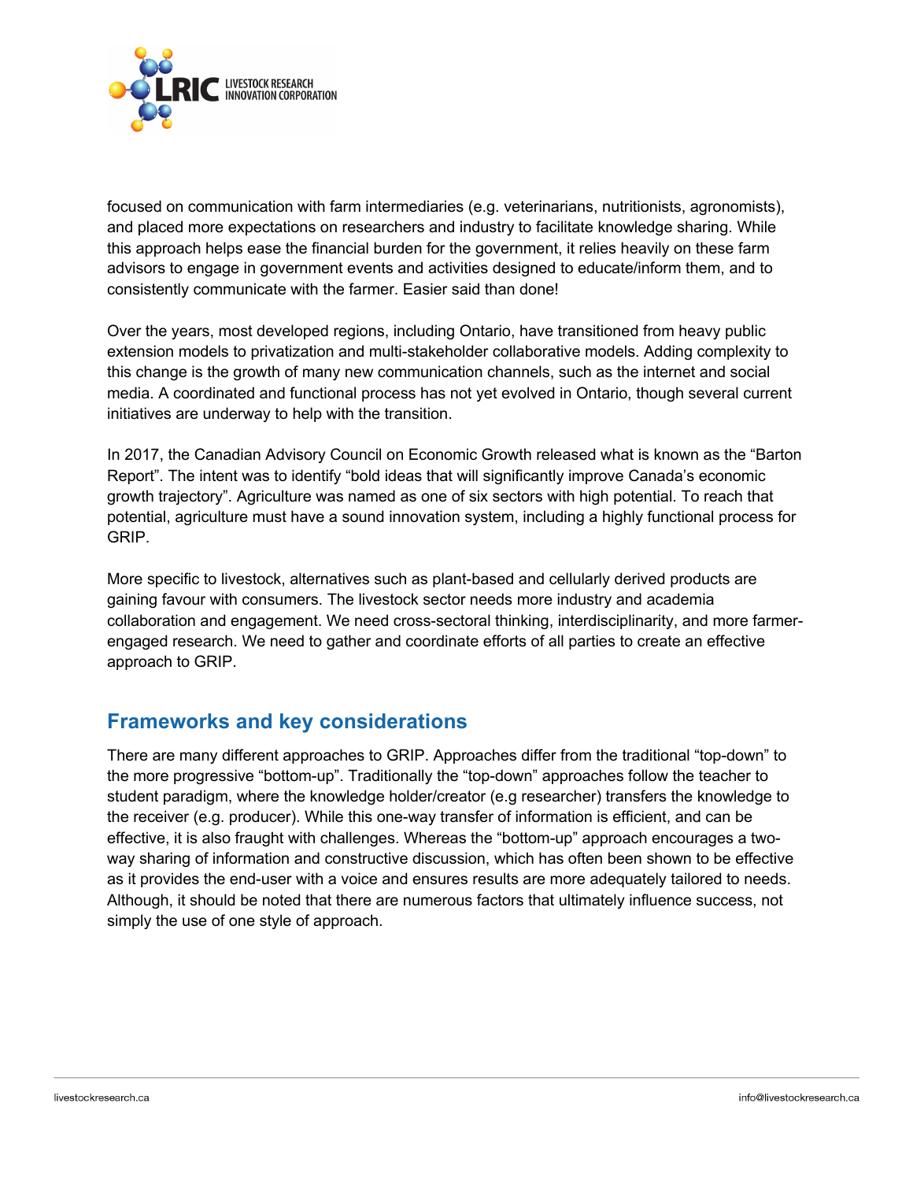focused on communication with farm intermediaries (e.g. veterinarians, nutritionists, agronomists), and placed more expectations on researchers and industry to facilitate knowledge sharing. While this approach helps ease the financial burden for the government, it relies heavily on these farm advisors to engage in government events and activities designed to educate/inform them, and to consistently communicate with the farmer. Easier said than done!

Over the years, most developed regions, including Ontario, have transitioned from heavy public extension models to privatization and multi-stakeholder collaborative models. Adding complexity to this change is the growth of many new communication channels, such as the internet and social media. A coordinated and functional process has not yet evolved in Ontario, though several current initiatives are underway to help with the transition.

In 2017, the Canadian Advisory Council on Economic Growth released what is known as the "Barton Report". The intent was to identify "bold ideas that will significantly improve Canada's economic growth trajectory". Agriculture was named as one of six sectors with high potential. To reach that potential, agriculture must have a sound innovation system, including a highly functional process for GRIP.

More specific to livestock, alternatives such as plant-based and cellularly derived products are gaining favour with consumers. The livestock sector needs more industry and academia collaboration and engagement. We need cross-sectoral thinking, interdisciplinarity, and more farmer-engaged research. We need to gather and coordinate efforts of all parties to create an effective approach to GRIP.

## Frameworks and key considerations

There are many different approaches to GRIP. Approaches differ from the traditional "top-down" to the more progressive "bottom-up". Traditionally the "top-down" approaches follow the teacher to student paradigm, where the knowledge holder/creator (e.g researcher) transfers the knowledge to the receiver (e.g. producer). While this one-way transfer of information is efficient, and can be effective, it is also fraught with challenges. Whereas the "bottom-up" approach encourages a two-way sharing of information and constructive discussion, which has often been shown to be effective as it provides the end-user with a voice and ensures results are more adequately tailored to needs. Although, it should be noted that there are numerous factors that ultimately influence success, not simply the use of one style of approach.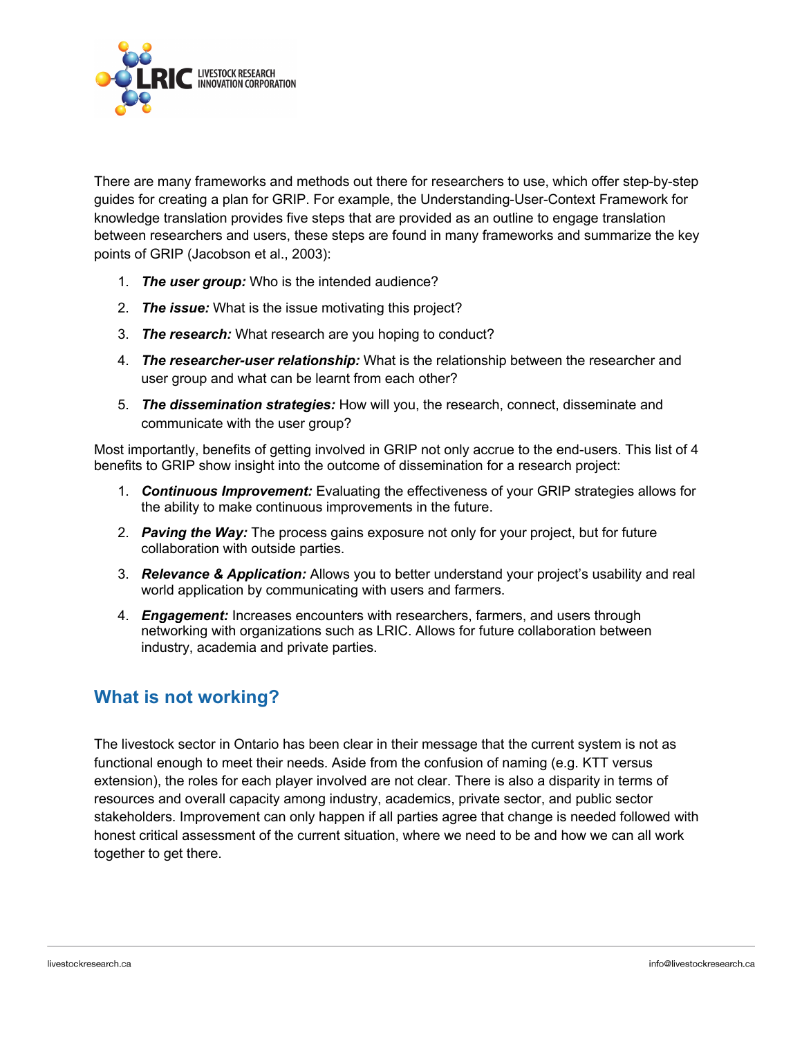There are many frameworks and methods out there for researchers to use, which offer step-by-step guides for creating a plan for GRIP. For example, the Understanding-User-Context Framework for knowledge translation provides five steps that are provided as an outline to engage translation between researchers and users, these steps are found in many frameworks and summarize the key points of GRIP (Jacobson et al., 2003):

1. ***The user group:*** Who is the intended audience?
2. ***The issue:*** What is the issue motivating this project?
3. ***The research:*** What research are you hoping to conduct?
4. ***The researcher-user relationship:*** What is the relationship between the researcher and user group and what can be learnt from each other?
5. ***The dissemination strategies:*** How will you, the research, connect, disseminate and communicate with the user group?

Most importantly, benefits of getting involved in GRIP not only accrue to the end-users. This list of 4 benefits to GRIP show insight into the outcome of dissemination for a research project:

1. ***Continuous Improvement:*** Evaluating the effectiveness of your GRIP strategies allows for the ability to make continuous improvements in the future.
2. ***Paving the Way:*** The process gains exposure not only for your project, but for future collaboration with outside parties.
3. ***Relevance & Application:*** Allows you to better understand your project's usability and real world application by communicating with users and farmers.
4. ***Engagement:*** Increases encounters with researchers, farmers, and users through networking with organizations such as LRIC. Allows for future collaboration between industry, academia and private parties.

## What is not working?

The livestock sector in Ontario has been clear in their message that the current system is not as functional enough to meet their needs. Aside from the confusion of naming (e.g. KTT versus extension), the roles for each player involved are not clear. There is also a disparity in terms of resources and overall capacity among industry, academics, private sector, and public sector stakeholders. Improvement can only happen if all parties agree that change is needed followed with honest critical assessment of the current situation, where we need to be and how we can all work together to get there.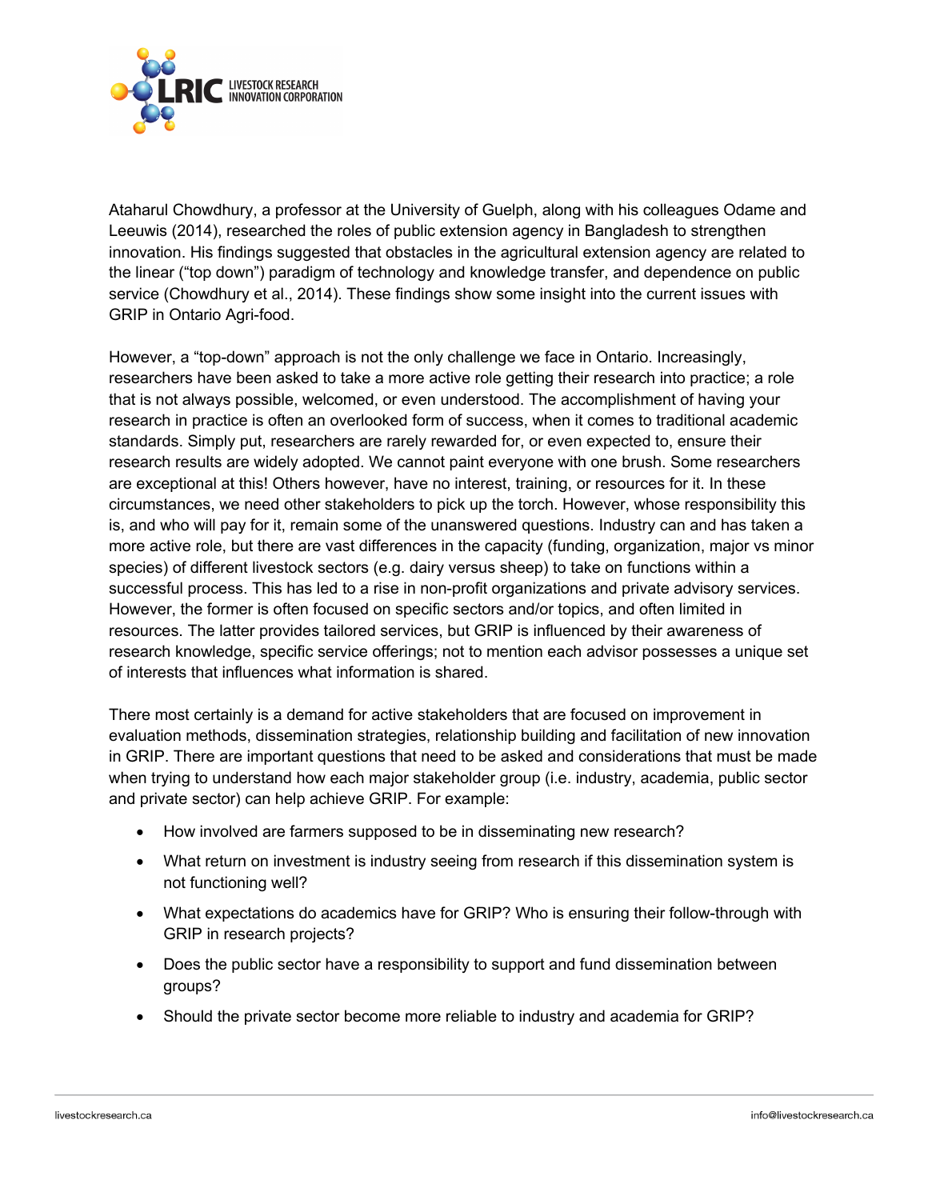Ataharul Chowdhury, a professor at the University of Guelph, along with his colleagues Odame and Leeuwis (2014), researched the roles of public extension agency in Bangladesh to strengthen innovation. His findings suggested that obstacles in the agricultural extension agency are related to the linear ("top down") paradigm of technology and knowledge transfer, and dependence on public service (Chowdhury et al., 2014). These findings show some insight into the current issues with GRIP in Ontario Agri-food.

However, a "top-down" approach is not the only challenge we face in Ontario. Increasingly, researchers have been asked to take a more active role getting their research into practice; a role that is not always possible, welcomed, or even understood. The accomplishment of having your research in practice is often an overlooked form of success, when it comes to traditional academic standards. Simply put, researchers are rarely rewarded for, or even expected to, ensure their research results are widely adopted. We cannot paint everyone with one brush. Some researchers are exceptional at this! Others however, have no interest, training, or resources for it. In these circumstances, we need other stakeholders to pick up the torch. However, whose responsibility this is, and who will pay for it, remain some of the unanswered questions. Industry can and has taken a more active role, but there are vast differences in the capacity (funding, organization, major vs minor species) of different livestock sectors (e.g. dairy versus sheep) to take on functions within a successful process. This has led to a rise in non-profit organizations and private advisory services. However, the former is often focused on specific sectors and/or topics, and often limited in resources. The latter provides tailored services, but GRIP is influenced by their awareness of research knowledge, specific service offerings; not to mention each advisor possesses a unique set of interests that influences what information is shared.

There most certainly is a demand for active stakeholders that are focused on improvement in evaluation methods, dissemination strategies, relationship building and facilitation of new innovation in GRIP. There are important questions that need to be asked and considerations that must be made when trying to understand how each major stakeholder group (i.e. industry, academia, public sector and private sector) can help achieve GRIP. For example:

- How involved are farmers supposed to be in disseminating new research?
- What return on investment is industry seeing from research if this dissemination system is not functioning well?
- What expectations do academics have for GRIP? Who is ensuring their follow-through with GRIP in research projects?
- Does the public sector have a responsibility to support and fund dissemination between groups?
- Should the private sector become more reliable to industry and academia for GRIP?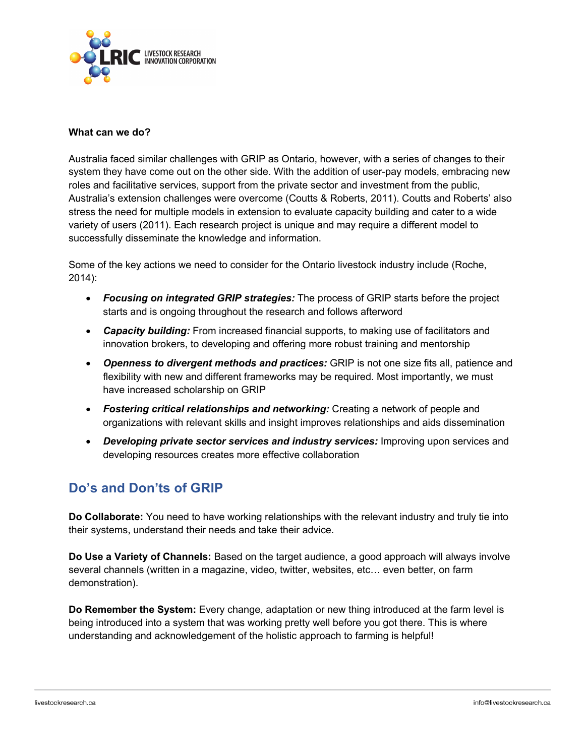**What can we do?**

Australia faced similar challenges with GRIP as Ontario, however, with a series of changes to their system they have come out on the other side. With the addition of user-pay models, embracing new roles and facilitative services, support from the private sector and investment from the public, Australia's extension challenges were overcome (Coutts & Roberts, 2011). Coutts and Roberts' also stress the need for multiple models in extension to evaluate capacity building and cater to a wide variety of users (2011). Each research project is unique and may require a different model to successfully disseminate the knowledge and information.

Some of the key actions we need to consider for the Ontario livestock industry include (Roche, 2014):

- ***Focusing on integrated GRIP strategies:*** The process of GRIP starts before the project starts and is ongoing throughout the research and follows afterword
- ***Capacity building:*** From increased financial supports, to making use of facilitators and innovation brokers, to developing and offering more robust training and mentorship
- ***Openness to divergent methods and practices:*** GRIP is not one size fits all, patience and flexibility with new and different frameworks may be required. Most importantly, we must have increased scholarship on GRIP
- ***Fostering critical relationships and networking:*** Creating a network of people and organizations with relevant skills and insight improves relationships and aids dissemination
- ***Developing private sector services and industry services:*** Improving upon services and developing resources creates more effective collaboration

## Do's and Don'ts of GRIP

**Do Collaborate:** You need to have working relationships with the relevant industry and truly tie into their systems, understand their needs and take their advice.

**Do Use a Variety of Channels:** Based on the target audience, a good approach will always involve several channels (written in a magazine, video, twitter, websites, etc… even better, on farm demonstration).

**Do Remember the System:** Every change, adaptation or new thing introduced at the farm level is being introduced into a system that was working pretty well before you got there. This is where understanding and acknowledgement of the holistic approach to farming is helpful!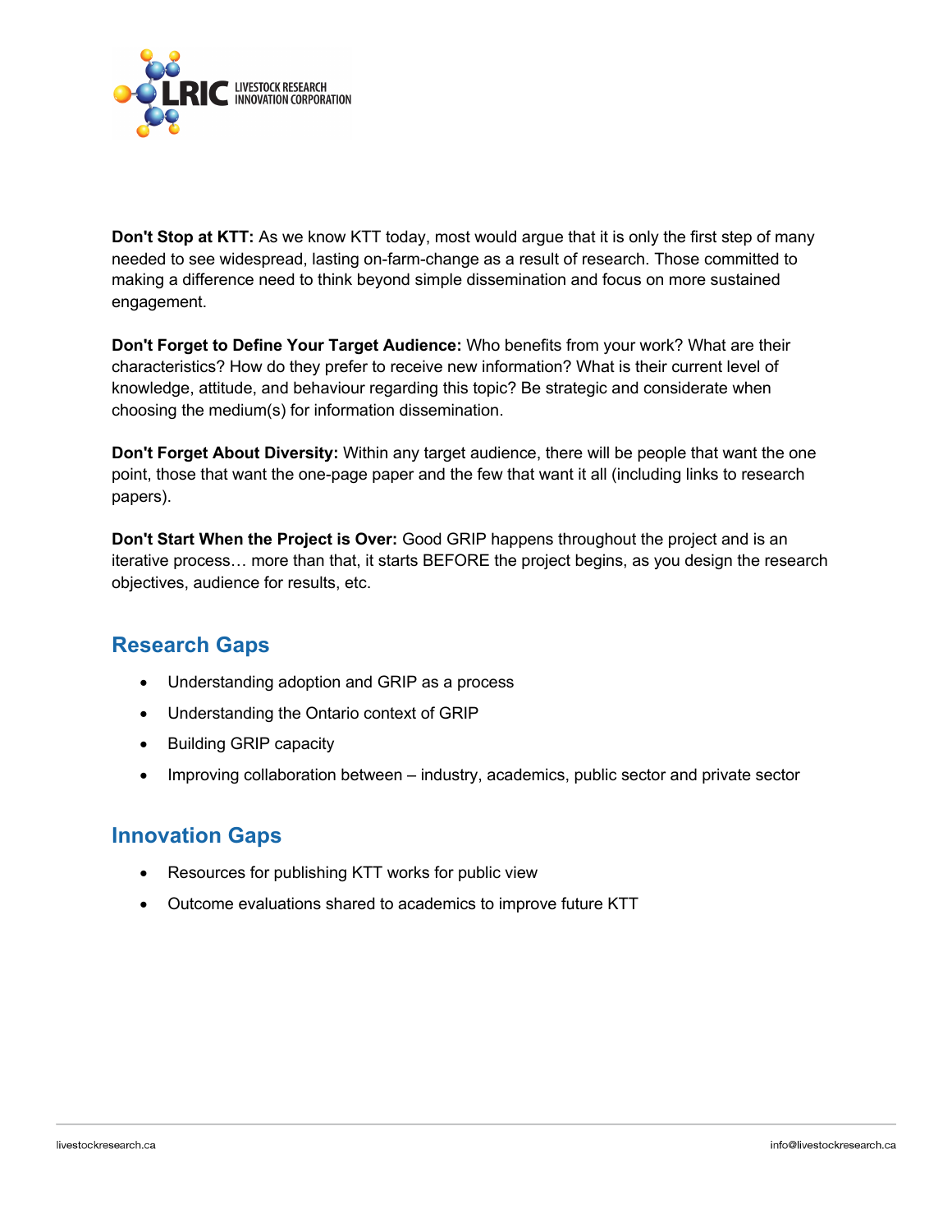**Don't Stop at KTT:** As we know KTT today, most would argue that it is only the first step of many needed to see widespread, lasting on-farm-change as a result of research. Those committed to making a difference need to think beyond simple dissemination and focus on more sustained engagement.

**Don't Forget to Define Your Target Audience:** Who benefits from your work? What are their characteristics? How do they prefer to receive new information? What is their current level of knowledge, attitude, and behaviour regarding this topic? Be strategic and considerate when choosing the medium(s) for information dissemination.

**Don't Forget About Diversity:** Within any target audience, there will be people that want the one point, those that want the one-page paper and the few that want it all (including links to research papers).

**Don't Start When the Project is Over:** Good GRIP happens throughout the project and is an iterative process… more than that, it starts BEFORE the project begins, as you design the research objectives, audience for results, etc.

## Research Gaps

- Understanding adoption and GRIP as a process
- Understanding the Ontario context of GRIP
- Building GRIP capacity
- Improving collaboration between – industry, academics, public sector and private sector

## Innovation Gaps

- Resources for publishing KTT works for public view
- Outcome evaluations shared to academics to improve future KTT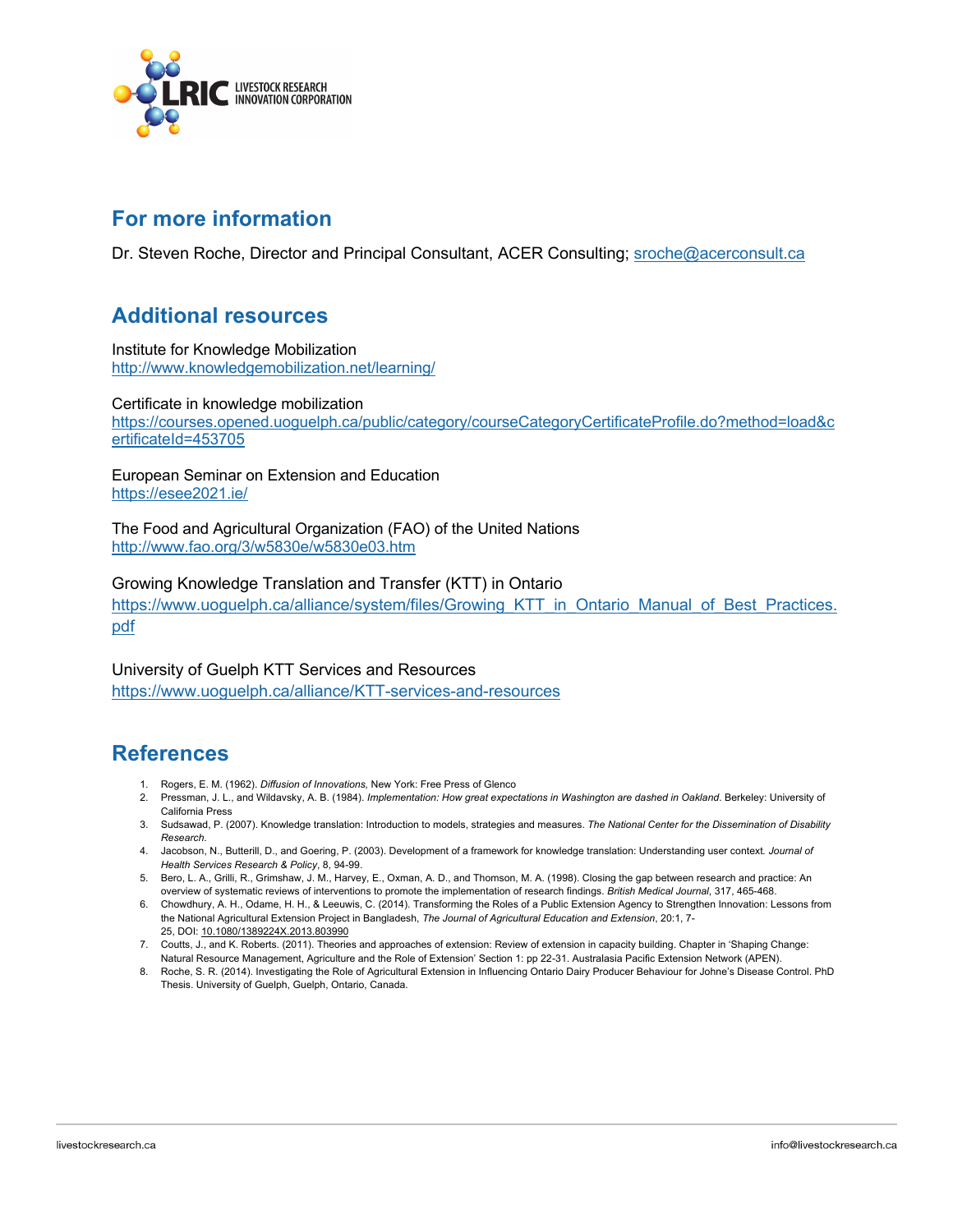## For more information

Dr. Steven Roche, Director and Principal Consultant, ACER Consulting; sroche@acerconsult.ca

## Additional resources

Institute for Knowledge Mobilization
http://www.knowledgemobilization.net/learning/

Certificate in knowledge mobilization
https://courses.opened.uoguelph.ca/public/category/courseCategoryCertificateProfile.do?method=load&certificateId=453705

European Seminar on Extension and Education
https://esee2021.ie/

The Food and Agricultural Organization (FAO) of the United Nations
http://www.fao.org/3/w5830e/w5830e03.htm

Growing Knowledge Translation and Transfer (KTT) in Ontario
https://www.uoguelph.ca/alliance/system/files/Growing_KTT_in_Ontario_Manual_of_Best_Practices.pdf

University of Guelph KTT Services and Resources
https://www.uoguelph.ca/alliance/KTT-services-and-resources

## References

1. Rogers, E. M. (1962). *Diffusion of Innovations,* New York: Free Press of Glenco
2. Pressman, J. L., and Wildavsky, A. B. (1984). *Implementation: How great expectations in Washington are dashed in Oakland*. Berkeley: University of California Press
3. Sudsawad, P. (2007). Knowledge translation: Introduction to models, strategies and measures. *The National Center for the Dissemination of Disability Research*.
4. Jacobson, N., Butterill, D., and Goering, P. (2003). Development of a framework for knowledge translation: Understanding user context. *Journal of Health Services Research & Policy*, 8, 94-99.
5. Bero, L. A., Grilli, R., Grimshaw, J. M., Harvey, E., Oxman, A. D., and Thomson, M. A. (1998). Closing the gap between research and practice: An overview of systematic reviews of interventions to promote the implementation of research findings. *British Medical Journal*, 317, 465-468.
6. Chowdhury, A. H., Odame, H. H., & Leeuwis, C. (2014). Transforming the Roles of a Public Extension Agency to Strengthen Innovation: Lessons from the National Agricultural Extension Project in Bangladesh, *The Journal of Agricultural Education and Extension*, 20:1, 7-25, DOI: 10.1080/1389224X.2013.803990
7. Coutts, J., and K. Roberts. (2011). Theories and approaches of extension: Review of extension in capacity building. Chapter in 'Shaping Change: Natural Resource Management, Agriculture and the Role of Extension' Section 1: pp 22-31. Australasia Pacific Extension Network (APEN).
8. Roche, S. R. (2014). Investigating the Role of Agricultural Extension in Influencing Ontario Dairy Producer Behaviour for Johne's Disease Control. PhD Thesis. University of Guelph, Guelph, Ontario, Canada.